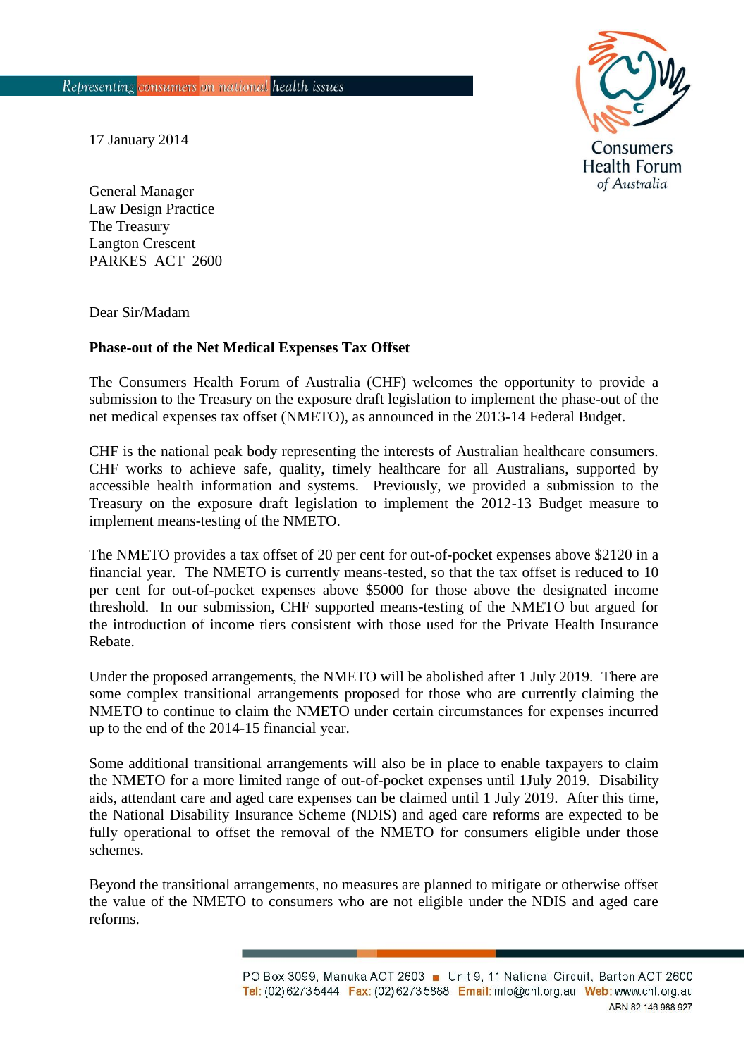17 January 2014

General Manager
Law Design Practice
The Treasury
Langton Crescent
PARKES ACT 2600

Dear Sir/Madam

**Phase-out of the Net Medical Expenses Tax Offset**

The Consumers Health Forum of Australia (CHF) welcomes the opportunity to provide a submission to the Treasury on the exposure draft legislation to implement the phase-out of the net medical expenses tax offset (NMETO), as announced in the 2013-14 Federal Budget.

CHF is the national peak body representing the interests of Australian healthcare consumers. CHF works to achieve safe, quality, timely healthcare for all Australians, supported by accessible health information and systems. Previously, we provided a submission to the Treasury on the exposure draft legislation to implement the 2012-13 Budget measure to implement means-testing of the NMETO.

The NMETO provides a tax offset of 20 per cent for out-of-pocket expenses above $2120 in a financial year. The NMETO is currently means-tested, so that the tax offset is reduced to 10 per cent for out-of-pocket expenses above $5000 for those above the designated income threshold. In our submission, CHF supported means-testing of the NMETO but argued for the introduction of income tiers consistent with those used for the Private Health Insurance Rebate.

Under the proposed arrangements, the NMETO will be abolished after 1 July 2019. There are some complex transitional arrangements proposed for those who are currently claiming the NMETO to continue to claim the NMETO under certain circumstances for expenses incurred up to the end of the 2014-15 financial year.

Some additional transitional arrangements will also be in place to enable taxpayers to claim the NMETO for a more limited range of out-of-pocket expenses until 1July 2019. Disability aids, attendant care and aged care expenses can be claimed until 1 July 2019. After this time, the National Disability Insurance Scheme (NDIS) and aged care reforms are expected to be fully operational to offset the removal of the NMETO for consumers eligible under those schemes.

Beyond the transitional arrangements, no measures are planned to mitigate or otherwise offset the value of the NMETO to consumers who are not eligible under the NDIS and aged care reforms.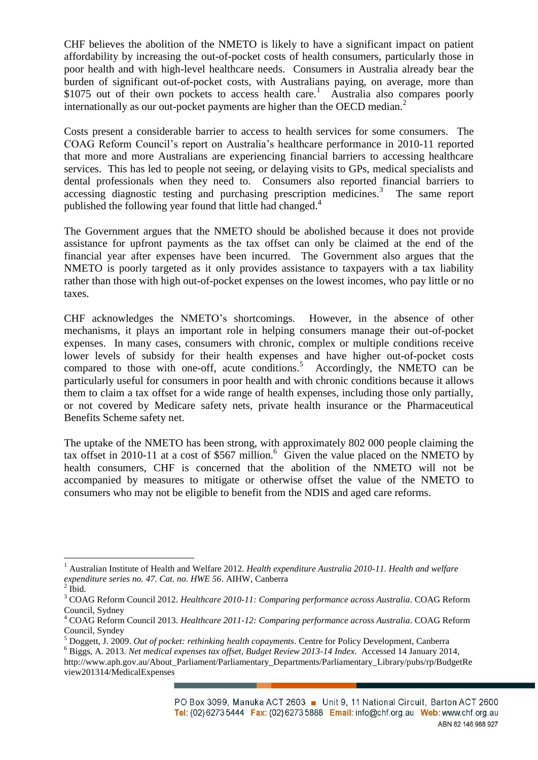CHF believes the abolition of the NMETO is likely to have a significant impact on patient affordability by increasing the out-of-pocket costs of health consumers, particularly those in poor health and with high-level healthcare needs. Consumers in Australia already bear the burden of significant out-of-pocket costs, with Australians paying, on average, more than $1075 out of their own pockets to access health care.[1] Australia also compares poorly internationally as our out-pocket payments are higher than the OECD median.[2]

Costs present a considerable barrier to access to health services for some consumers. The COAG Reform Council's report on Australia's healthcare performance in 2010-11 reported that more and more Australians are experiencing financial barriers to accessing healthcare services. This has led to people not seeing, or delaying visits to GPs, medical specialists and dental professionals when they need to. Consumers also reported financial barriers to accessing diagnostic testing and purchasing prescription medicines.[3] The same report published the following year found that little had changed.[4]

The Government argues that the NMETO should be abolished because it does not provide assistance for upfront payments as the tax offset can only be claimed at the end of the financial year after expenses have been incurred. The Government also argues that the NMETO is poorly targeted as it only provides assistance to taxpayers with a tax liability rather than those with high out-of-pocket expenses on the lowest incomes, who pay little or no taxes.

CHF acknowledges the NMETO's shortcomings. However, in the absence of other mechanisms, it plays an important role in helping consumers manage their out-of-pocket expenses. In many cases, consumers with chronic, complex or multiple conditions receive lower levels of subsidy for their health expenses and have higher out-of-pocket costs compared to those with one-off, acute conditions.[5] Accordingly, the NMETO can be particularly useful for consumers in poor health and with chronic conditions because it allows them to claim a tax offset for a wide range of health expenses, including those only partially, or not covered by Medicare safety nets, private health insurance or the Pharmaceutical Benefits Scheme safety net.

The uptake of the NMETO has been strong, with approximately 802 000 people claiming the tax offset in 2010-11 at a cost of $567 million.[6] Given the value placed on the NMETO by health consumers, CHF is concerned that the abolition of the NMETO will not be accompanied by measures to mitigate or otherwise offset the value of the NMETO to consumers who may not be eligible to benefit from the NDIS and aged care reforms.

---

[1] Australian Institute of Health and Welfare 2012. *Health expenditure Australia 2010-11. Health and welfare expenditure series no. 47. Cat. no. HWE 56*. AIHW, Canberra

[2] Ibid.

[3] COAG Reform Council 2012. *Healthcare 2010-11: Comparing performance across Australia*. COAG Reform Council, Sydney

[4] COAG Reform Council 2013. *Healthcare 2011-12: Comparing performance across Australia*. COAG Reform Council, Syndey

[5] Doggett, J. 2009. *Out of pocket: rethinking health copayments*. Centre for Policy Development, Canberra

[6] Biggs, A. 2013. *Net medical expenses tax offset, Budget Review 2013-14 Index*. Accessed 14 January 2014, http://www.aph.gov.au/About_Parliament/Parliamentary_Departments/Parliamentary_Library/pubs/rp/BudgetReview201314/MedicalExpenses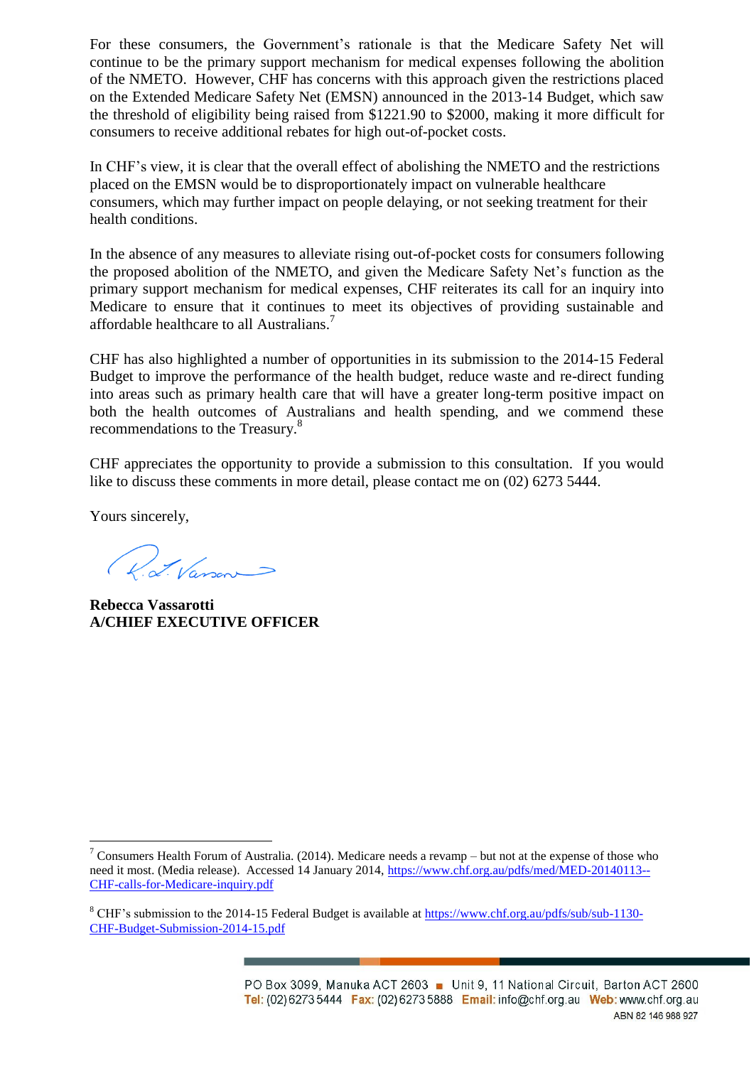For these consumers, the Government's rationale is that the Medicare Safety Net will continue to be the primary support mechanism for medical expenses following the abolition of the NMETO. However, CHF has concerns with this approach given the restrictions placed on the Extended Medicare Safety Net (EMSN) announced in the 2013-14 Budget, which saw the threshold of eligibility being raised from $1221.90 to $2000, making it more difficult for consumers to receive additional rebates for high out-of-pocket costs.

In CHF's view, it is clear that the overall effect of abolishing the NMETO and the restrictions placed on the EMSN would be to disproportionately impact on vulnerable healthcare consumers, which may further impact on people delaying, or not seeking treatment for their health conditions.

In the absence of any measures to alleviate rising out-of-pocket costs for consumers following the proposed abolition of the NMETO, and given the Medicare Safety Net's function as the primary support mechanism for medical expenses, CHF reiterates its call for an inquiry into Medicare to ensure that it continues to meet its objectives of providing sustainable and affordable healthcare to all Australians.[7]

CHF has also highlighted a number of opportunities in its submission to the 2014-15 Federal Budget to improve the performance of the health budget, reduce waste and re-direct funding into areas such as primary health care that will have a greater long-term positive impact on both the health outcomes of Australians and health spending, and we commend these recommendations to the Treasury.[8]

CHF appreciates the opportunity to provide a submission to this consultation. If you would like to discuss these comments in more detail, please contact me on (02) 6273 5444.

Yours sincerely,

**Rebecca Vassarotti**
**A/CHIEF EXECUTIVE OFFICER**

---

[7] Consumers Health Forum of Australia. (2014). Medicare needs a revamp – but not at the expense of those who need it most. (Media release). Accessed 14 January 2014, https://www.chf.org.au/pdfs/med/MED-20140113--CHF-calls-for-Medicare-inquiry.pdf

[8] CHF's submission to the 2014-15 Federal Budget is available at https://www.chf.org.au/pdfs/sub/sub-1130-CHF-Budget-Submission-2014-15.pdf

PO Box 3099, Manuka ACT 2603 ■ Unit 9, 11 National Circuit, Barton ACT 2600
Tel: (02) 6273 5444 Fax: (02) 6273 5888 Email: info@chf.org.au Web: www.chf.org.au
ABN 82 146 988 927